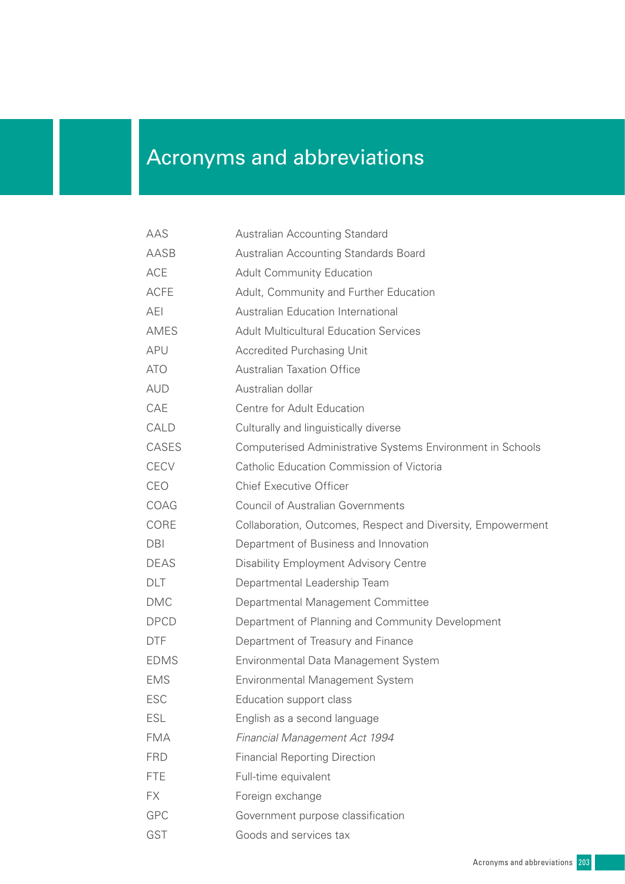# Acronyms and abbreviations

| | |
|---|---|
| AAS | Australian Accounting Standard |
| AASB | Australian Accounting Standards Board |
| ACE | Adult Community Education |
| ACFE | Adult, Community and Further Education |
| AEI | Australian Education International |
| AMES | Adult Multicultural Education Services |
| APU | Accredited Purchasing Unit |
| ATO | Australian Taxation Office |
| AUD | Australian dollar |
| CAE | Centre for Adult Education |
| CALD | Culturally and linguistically diverse |
| CASES | Computerised Administrative Systems Environment in Schools |
| CECV | Catholic Education Commission of Victoria |
| CEO | Chief Executive Officer |
| COAG | Council of Australian Governments |
| CORE | Collaboration, Outcomes, Respect and Diversity, Empowerment |
| DBI | Department of Business and Innovation |
| DEAS | Disability Employment Advisory Centre |
| DLT | Departmental Leadership Team |
| DMC | Departmental Management Committee |
| DPCD | Department of Planning and Community Development |
| DTF | Department of Treasury and Finance |
| EDMS | Environmental Data Management System |
| EMS | Environmental Management System |
| ESC | Education support class |
| ESL | English as a second language |
| FMA | *Financial Management Act 1994* |
| FRD | Financial Reporting Direction |
| FTE | Full-time equivalent |
| FX | Foreign exchange |
| GPC | Government purpose classification |
| GST | Goods and services tax |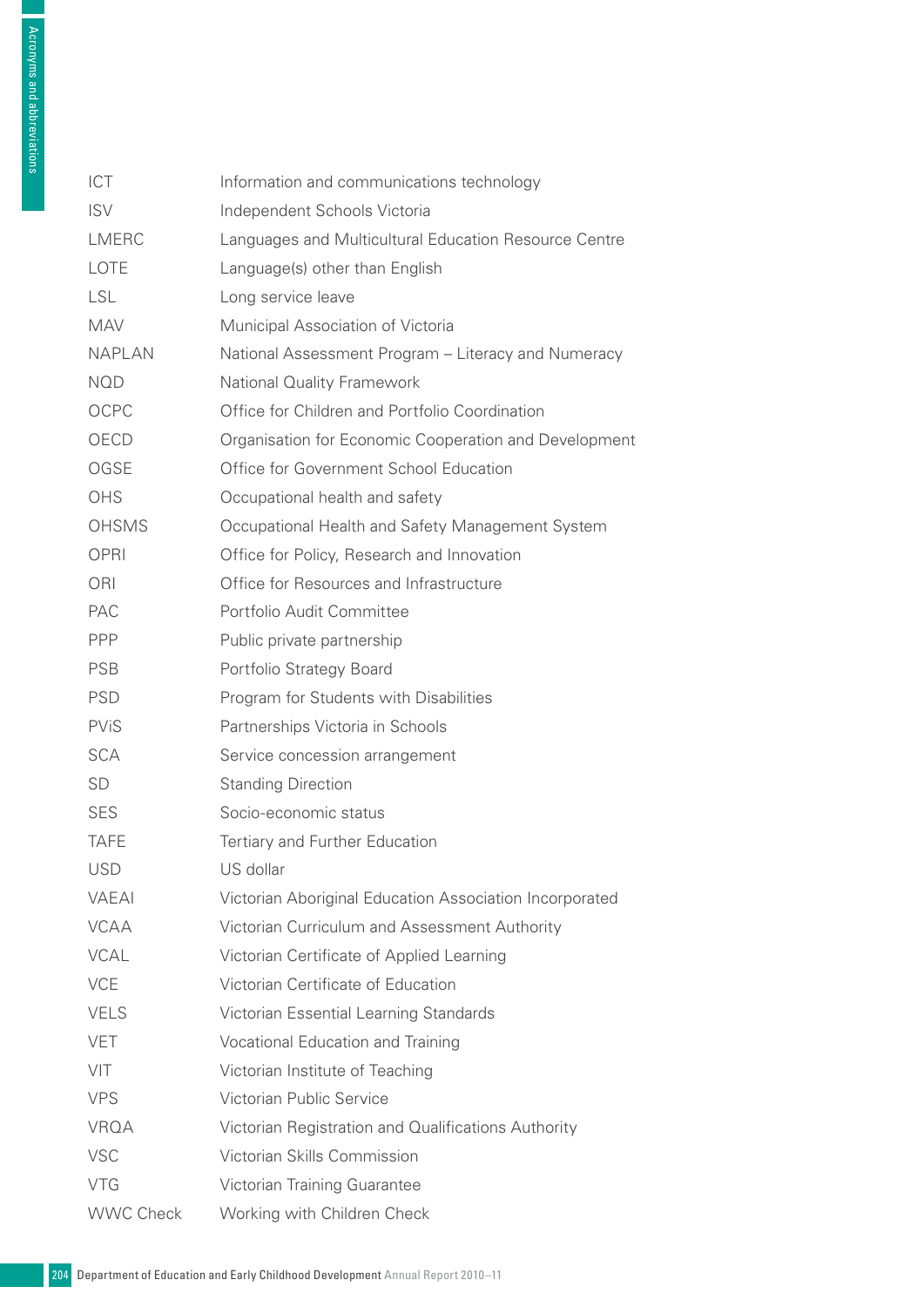| | |
|---|---|
| ICT | Information and communications technology |
| ISV | Independent Schools Victoria |
| LMERC | Languages and Multicultural Education Resource Centre |
| LOTE | Language(s) other than English |
| LSL | Long service leave |
| MAV | Municipal Association of Victoria |
| NAPLAN | National Assessment Program – Literacy and Numeracy |
| NQD | National Quality Framework |
| OCPC | Office for Children and Portfolio Coordination |
| OECD | Organisation for Economic Cooperation and Development |
| OGSE | Office for Government School Education |
| OHS | Occupational health and safety |
| OHSMS | Occupational Health and Safety Management System |
| OPRI | Office for Policy, Research and Innovation |
| ORI | Office for Resources and Infrastructure |
| PAC | Portfolio Audit Committee |
| PPP | Public private partnership |
| PSB | Portfolio Strategy Board |
| PSD | Program for Students with Disabilities |
| PViS | Partnerships Victoria in Schools |
| SCA | Service concession arrangement |
| SD | Standing Direction |
| SES | Socio-economic status |
| TAFE | Tertiary and Further Education |
| USD | US dollar |
| VAEAI | Victorian Aboriginal Education Association Incorporated |
| VCAA | Victorian Curriculum and Assessment Authority |
| VCAL | Victorian Certificate of Applied Learning |
| VCE | Victorian Certificate of Education |
| VELS | Victorian Essential Learning Standards |
| VET | Vocational Education and Training |
| VIT | Victorian Institute of Teaching |
| VPS | Victorian Public Service |
| VRQA | Victorian Registration and Qualifications Authority |
| VSC | Victorian Skills Commission |
| VTG | Victorian Training Guarantee |
| WWC Check | Working with Children Check |